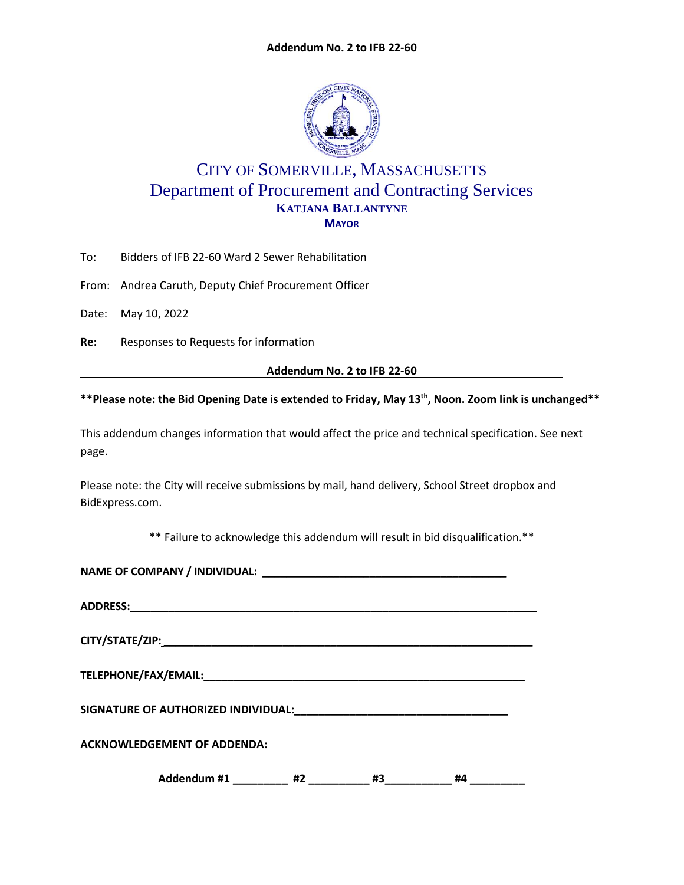**Addendum No. 2 to IFB 22-60**

# CITY OF SOMERVILLE, MASSACHUSETTS
## Department of Procurement and Contracting Services
**KATJANA BALLANTYNE**
**MAYOR**

To: Bidders of IFB 22-60 Ward 2 Sewer Rehabilitation

From: Andrea Caruth, Deputy Chief Procurement Officer

Date: May 10, 2022

**Re:** Responses to Requests for information

**Addendum No. 2 to IFB 22-60**

**\*\*Please note: the Bid Opening Date is extended to Friday, May 13th, Noon. Zoom link is unchanged\*\***

This addendum changes information that would affect the price and technical specification. See next page.

Please note: the City will receive submissions by mail, hand delivery, School Street dropbox and BidExpress.com.

** Failure to acknowledge this addendum will result in bid disqualification.**

**NAME OF COMPANY / INDIVIDUAL:** ________________________________________

**ADDRESS:**______________________________________________________________________

**CITY/STATE/ZIP:**________________________________________________________________

**TELEPHONE/FAX/EMAIL:**__________________________________________________________

**SIGNATURE OF AUTHORIZED INDIVIDUAL:**___________________________________

**ACKNOWLEDGEMENT OF ADDENDA:**

**Addendum #1 _________ #2 __________ #3___________ #4 _________**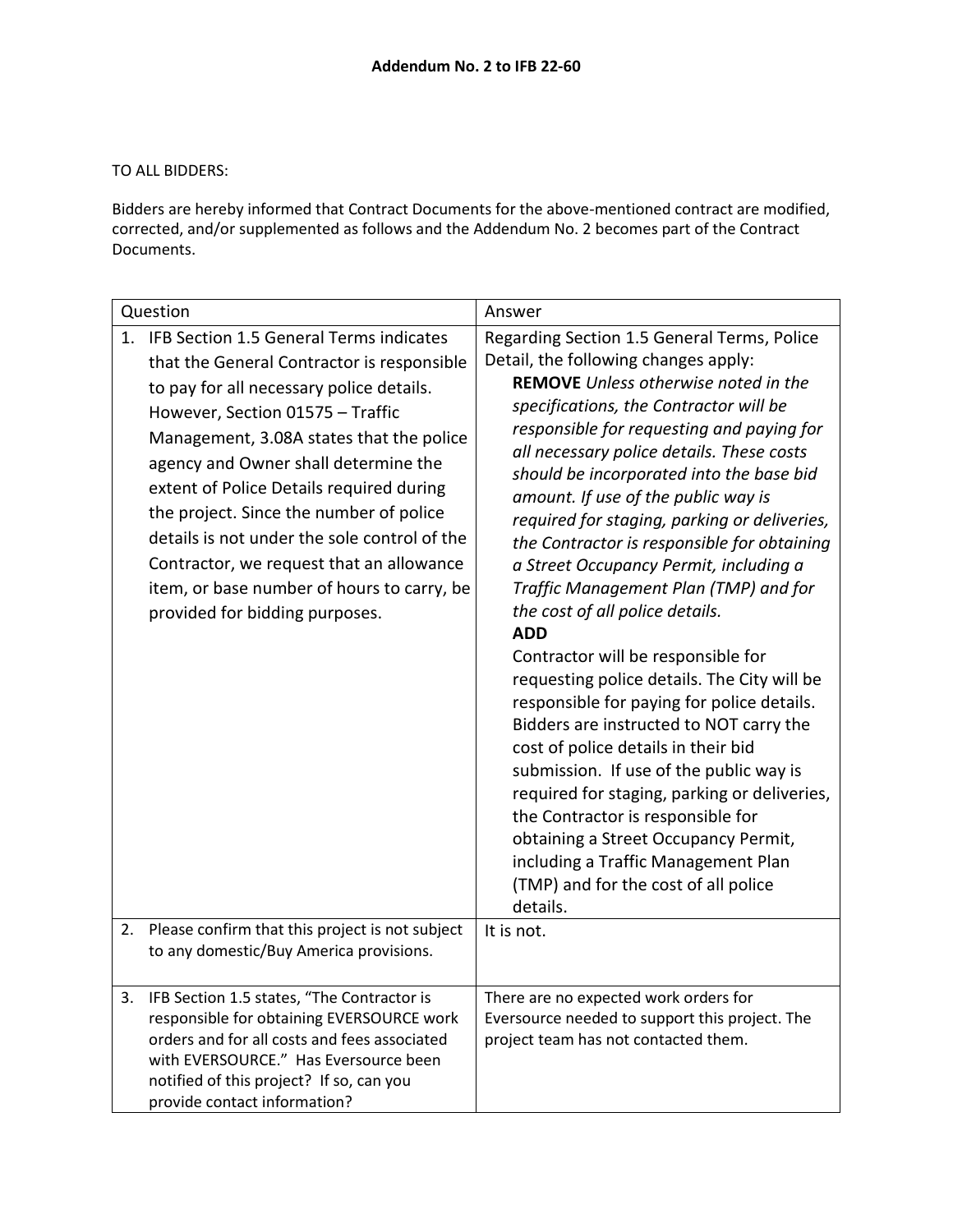**Addendum No. 2 to IFB 22-60**

TO ALL BIDDERS:

Bidders are hereby informed that Contract Documents for the above-mentioned contract are modified, corrected, and/or supplemented as follows and the Addendum No. 2 becomes part of the Contract Documents.

| Question | Answer |
|---|---|
| 1. IFB Section 1.5 General Terms indicates that the General Contractor is responsible to pay for all necessary police details. However, Section 01575 – Traffic Management, 3.08A states that the police agency and Owner shall determine the extent of Police Details required during the project. Since the number of police details is not under the sole control of the Contractor, we request that an allowance item, or base number of hours to carry, be provided for bidding purposes. | Regarding Section 1.5 General Terms, Police Detail, the following changes apply:<br>**REMOVE** *Unless otherwise noted in the specifications, the Contractor will be responsible for requesting and paying for all necessary police details. These costs should be incorporated into the base bid amount. If use of the public way is required for staging, parking or deliveries, the Contractor is responsible for obtaining a Street Occupancy Permit, including a Traffic Management Plan (TMP) and for the cost of all police details.*<br>**ADD**<br>Contractor will be responsible for requesting police details. The City will be responsible for paying for police details. Bidders are instructed to NOT carry the cost of police details in their bid submission. If use of the public way is required for staging, parking or deliveries, the Contractor is responsible for obtaining a Street Occupancy Permit, including a Traffic Management Plan (TMP) and for the cost of all police details. |
| 2. Please confirm that this project is not subject to any domestic/Buy America provisions. | It is not. |
| 3. IFB Section 1.5 states, "The Contractor is responsible for obtaining EVERSOURCE work orders and for all costs and fees associated with EVERSOURCE." Has Eversource been notified of this project? If so, can you provide contact information? | There are no expected work orders for Eversource needed to support this project. The project team has not contacted them. |